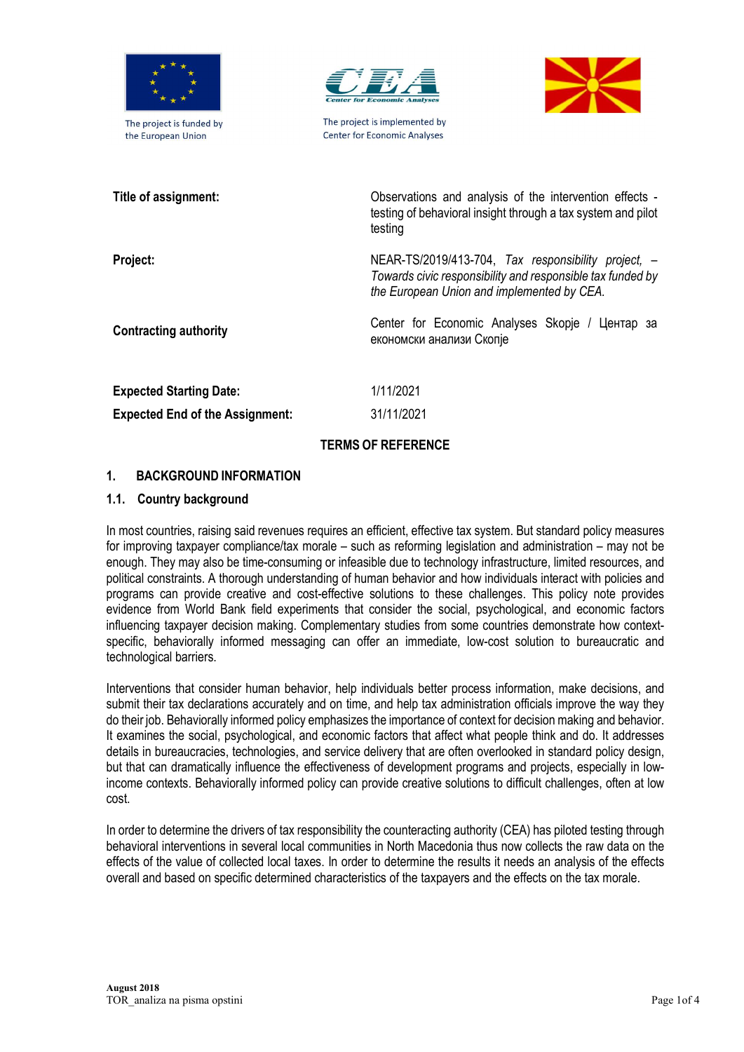The project is funded by the European Union

The project is implemented by Center for Economic Analyses

| | |
|---|---|
| **Title of assignment:** | Observations and analysis of the intervention effects - testing of behavioral insight through a tax system and pilot testing |
| **Project:** | NEAR-TS/2019/413-704, *Tax responsibility project, – Towards civic responsibility and responsible tax funded by the European Union and implemented by CEA.* |
| **Contracting authority** | Center for Economic Analyses Skopje / Центар за економски анализи Скопје |
| **Expected Starting Date:** | 1/11/2021 |
| **Expected End of the Assignment:** | 31/11/2021 |

## TERMS OF REFERENCE

## 1. BACKGROUND INFORMATION

### 1.1. Country background

In most countries, raising said revenues requires an efficient, effective tax system. But standard policy measures for improving taxpayer compliance/tax morale – such as reforming legislation and administration – may not be enough. They may also be time-consuming or infeasible due to technology infrastructure, limited resources, and political constraints. A thorough understanding of human behavior and how individuals interact with policies and programs can provide creative and cost-effective solutions to these challenges. This policy note provides evidence from World Bank field experiments that consider the social, psychological, and economic factors influencing taxpayer decision making. Complementary studies from some countries demonstrate how context-specific, behaviorally informed messaging can offer an immediate, low-cost solution to bureaucratic and technological barriers.

Interventions that consider human behavior, help individuals better process information, make decisions, and submit their tax declarations accurately and on time, and help tax administration officials improve the way they do their job. Behaviorally informed policy emphasizes the importance of context for decision making and behavior. It examines the social, psychological, and economic factors that affect what people think and do. It addresses details in bureaucracies, technologies, and service delivery that are often overlooked in standard policy design, but that can dramatically influence the effectiveness of development programs and projects, especially in low-income contexts. Behaviorally informed policy can provide creative solutions to difficult challenges, often at low cost.

In order to determine the drivers of tax responsibility the counteracting authority (CEA) has piloted testing through behavioral interventions in several local communities in North Macedonia thus now collects the raw data on the effects of the value of collected local taxes. In order to determine the results it needs an analysis of the effects overall and based on specific determined characteristics of the taxpayers and the effects on the tax morale.

**August 2018**
TOR_analiza na pisma opstini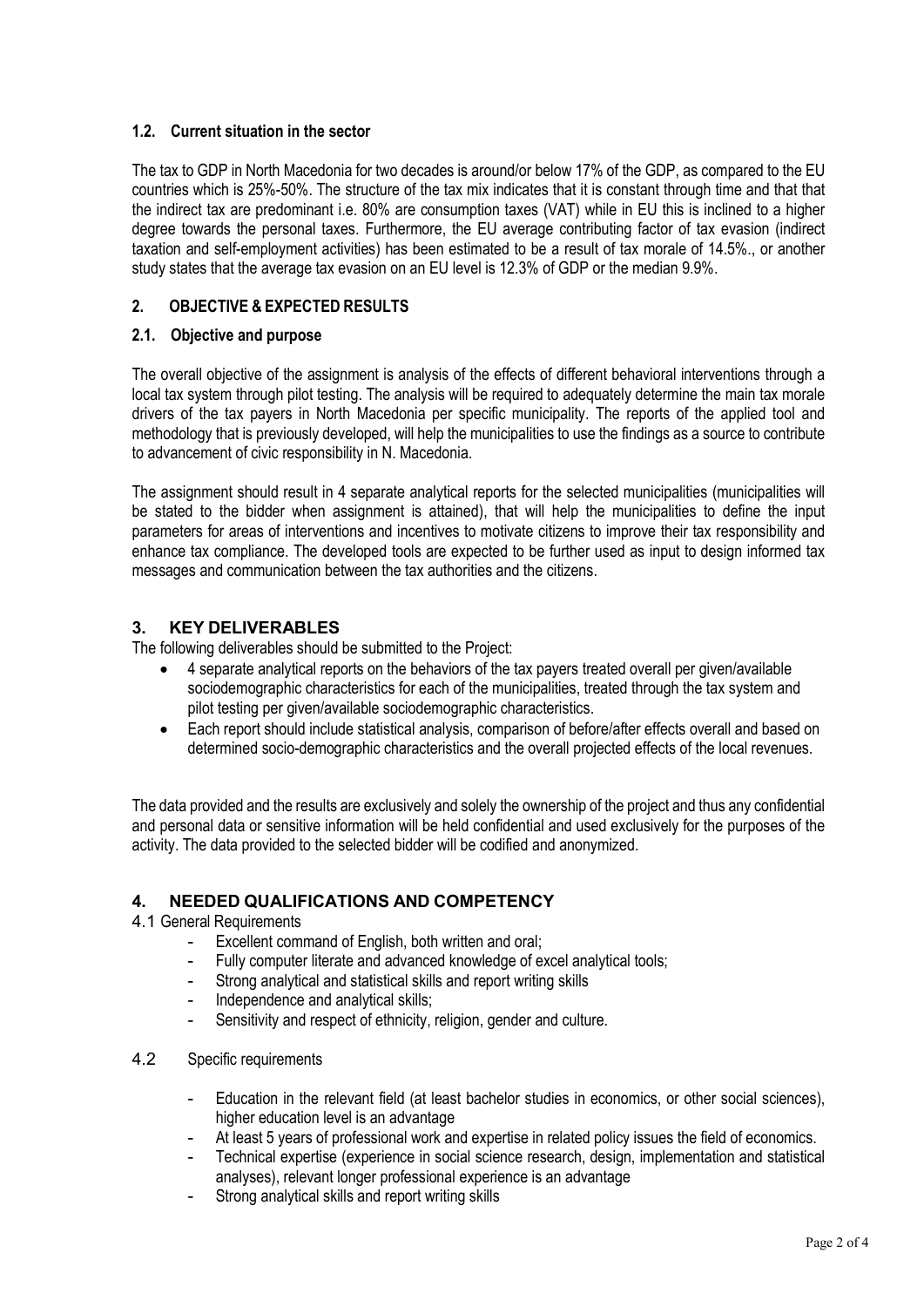### 1.2. Current situation in the sector

The tax to GDP in North Macedonia for two decades is around/or below 17% of the GDP, as compared to the EU countries which is 25%-50%. The structure of the tax mix indicates that it is constant through time and that that the indirect tax are predominant i.e. 80% are consumption taxes (VAT) while in EU this is inclined to a higher degree towards the personal taxes. Furthermore, the EU average contributing factor of tax evasion (indirect taxation and self-employment activities) has been estimated to be a result of tax morale of 14.5%., or another study states that the average tax evasion on an EU level is 12.3% of GDP or the median 9.9%.

## 2. OBJECTIVE & EXPECTED RESULTS

### 2.1. Objective and purpose

The overall objective of the assignment is analysis of the effects of different behavioral interventions through a local tax system through pilot testing. The analysis will be required to adequately determine the main tax morale drivers of the tax payers in North Macedonia per specific municipality. The reports of the applied tool and methodology that is previously developed, will help the municipalities to use the findings as a source to contribute to advancement of civic responsibility in N. Macedonia.

The assignment should result in 4 separate analytical reports for the selected municipalities (municipalities will be stated to the bidder when assignment is attained), that will help the municipalities to define the input parameters for areas of interventions and incentives to motivate citizens to improve their tax responsibility and enhance tax compliance. The developed tools are expected to be further used as input to design informed tax messages and communication between the tax authorities and the citizens.

## 3. KEY DELIVERABLES

The following deliverables should be submitted to the Project:

- 4 separate analytical reports on the behaviors of the tax payers treated overall per given/available sociodemographic characteristics for each of the municipalities, treated through the tax system and pilot testing per given/available sociodemographic characteristics.
- Each report should include statistical analysis, comparison of before/after effects overall and based on determined socio-demographic characteristics and the overall projected effects of the local revenues.

The data provided and the results are exclusively and solely the ownership of the project and thus any confidential and personal data or sensitive information will be held confidential and used exclusively for the purposes of the activity. The data provided to the selected bidder will be codified and anonymized.

## 4. NEEDED QUALIFICATIONS AND COMPETENCY

4.1 General Requirements

- Excellent command of English, both written and oral;
- Fully computer literate and advanced knowledge of excel analytical tools;
- Strong analytical and statistical skills and report writing skills
- Independence and analytical skills;
- Sensitivity and respect of ethnicity, religion, gender and culture.

4.2 Specific requirements

- Education in the relevant field (at least bachelor studies in economics, or other social sciences), higher education level is an advantage
- At least 5 years of professional work and expertise in related policy issues the field of economics.
- Technical expertise (experience in social science research, design, implementation and statistical analyses), relevant longer professional experience is an advantage
- Strong analytical skills and report writing skills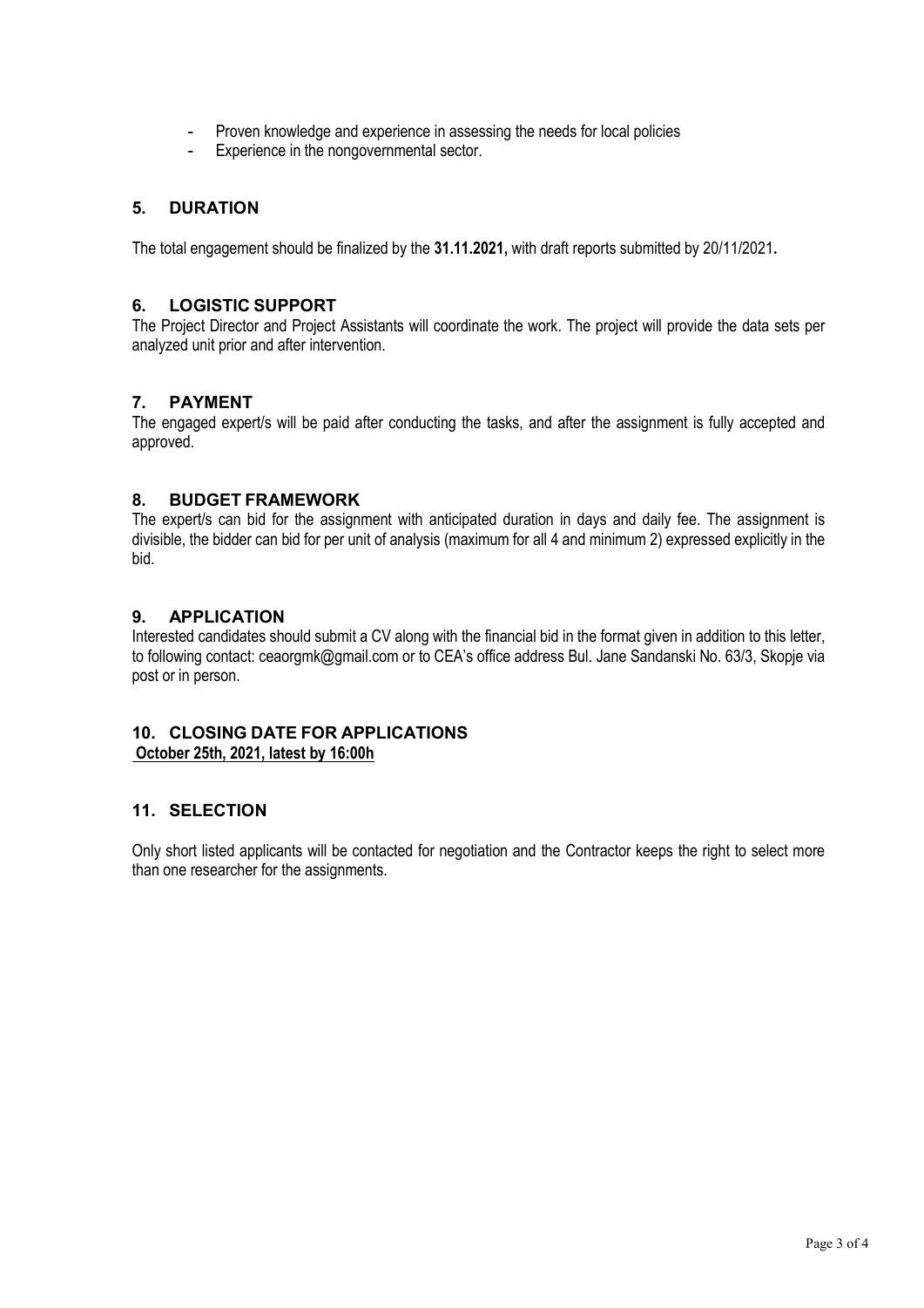- Proven knowledge and experience in assessing the needs for local policies
- Experience in the nongovernmental sector.

## 5. DURATION

The total engagement should be finalized by the **31.11.2021,** with draft reports submitted by 20/11/2021**.**

## 6. LOGISTIC SUPPORT

The Project Director and Project Assistants will coordinate the work. The project will provide the data sets per analyzed unit prior and after intervention.

## 7. PAYMENT

The engaged expert/s will be paid after conducting the tasks, and after the assignment is fully accepted and approved.

## 8. BUDGET FRAMEWORK

The expert/s can bid for the assignment with anticipated duration in days and daily fee. The assignment is divisible, the bidder can bid for per unit of analysis (maximum for all 4 and minimum 2) expressed explicitly in the bid.

## 9. APPLICATION

Interested candidates should submit a CV along with the financial bid in the format given in addition to this letter, to following contact: ceaorgmk@gmail.com or to CEA's office address Bul. Jane Sandanski No. 63/3, Skopje via post or in person.

## 10. CLOSING DATE FOR APPLICATIONS

**October 25th, 2021, latest by 16:00h**

## 11. SELECTION

Only short listed applicants will be contacted for negotiation and the Contractor keeps the right to select more than one researcher for the assignments.